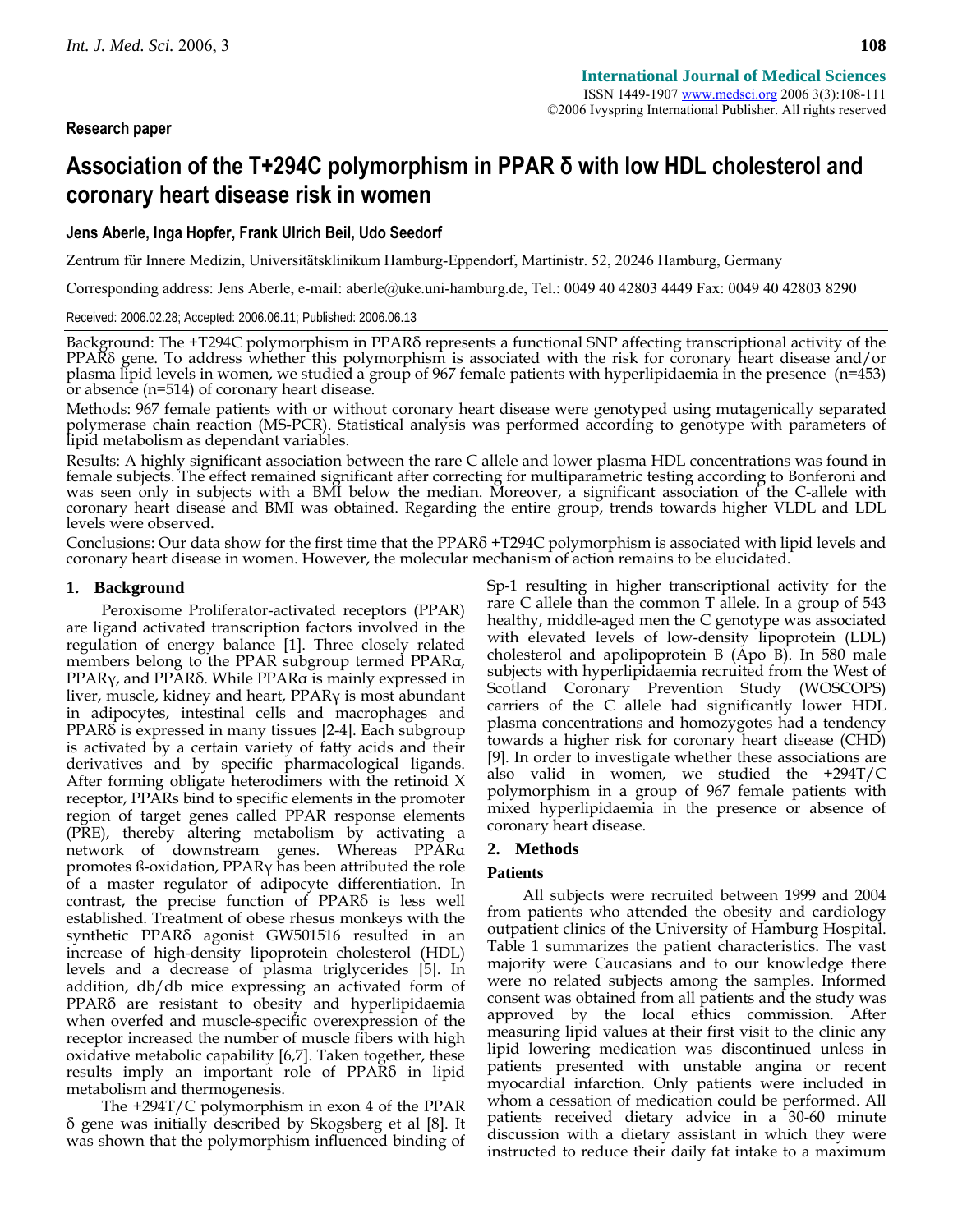Research paper

# Association of the T+294C polymorphism in PPAR δ with low HDL cholesterol and coronary heart disease risk in women

**Jens Aberle, Inga Hopfer, Frank Ulrich Beil, Udo Seedorf**

Zentrum für Innere Medizin, Universitätsklinikum Hamburg-Eppendorf, Martinistr. 52, 20246 Hamburg, Germany

Corresponding address: Jens Aberle, e-mail: aberle@uke.uni-hamburg.de, Tel.: 0049 40 42803 4449 Fax: 0049 40 42803 8290

Received: 2006.02.28; Accepted: 2006.06.11; Published: 2006.06.13

Background: The +T294C polymorphism in PPARδ represents a functional SNP affecting transcriptional activity of the PPARδ gene. To address whether this polymorphism is associated with the risk for coronary heart disease and/or plasma lipid levels in women, we studied a group of 967 female patients with hyperlipidaemia in the presence (n=453) or absence (n=514) of coronary heart disease.

Methods: 967 female patients with or without coronary heart disease were genotyped using mutagenically separated polymerase chain reaction (MS-PCR). Statistical analysis was performed according to genotype with parameters of lipid metabolism as dependant variables.

Results: A highly significant association between the rare C allele and lower plasma HDL concentrations was found in female subjects. The effect remained significant after correcting for multiparametric testing according to Bonferoni and was seen only in subjects with a BMI below the median. Moreover, a significant association of the C-allele with coronary heart disease and BMI was obtained. Regarding the entire group, trends towards higher VLDL and LDL levels were observed.

Conclusions: Our data show for the first time that the PPARδ +T294C polymorphism is associated with lipid levels and coronary heart disease in women. However, the molecular mechanism of action remains to be elucidated.

## 1. Background

Peroxisome Proliferator-activated receptors (PPAR) are ligand activated transcription factors involved in the regulation of energy balance [1]. Three closely related members belong to the PPAR subgroup termed PPARα, PPARγ, and PPARδ. While PPARα is mainly expressed in liver, muscle, kidney and heart, PPARγ is most abundant in adipocytes, intestinal cells and macrophages and PPARδ is expressed in many tissues [2-4]. Each subgroup is activated by a certain variety of fatty acids and their derivatives and by specific pharmacological ligands. After forming obligate heterodimers with the retinoid X receptor, PPARs bind to specific elements in the promoter region of target genes called PPAR response elements (PRE), thereby altering metabolism by activating a network of downstream genes. Whereas PPARα promotes ß-oxidation, PPARγ has been attributed the role of a master regulator of adipocyte differentiation. In contrast, the precise function of PPARδ is less well established. Treatment of obese rhesus monkeys with the synthetic PPARδ agonist GW501516 resulted in an increase of high-density lipoprotein cholesterol (HDL) levels and a decrease of plasma triglycerides [5]. In addition, db/db mice expressing an activated form of PPARδ are resistant to obesity and hyperlipidaemia when overfed and muscle-specific overexpression of the receptor increased the number of muscle fibers with high oxidative metabolic capability [6,7]. Taken together, these results imply an important role of PPARδ in lipid metabolism and thermogenesis.

The +294T/C polymorphism in exon 4 of the PPAR δ gene was initially described by Skogsberg et al [8]. It was shown that the polymorphism influenced binding of Sp-1 resulting in higher transcriptional activity for the rare C allele than the common T allele. In a group of 543 healthy, middle-aged men the C genotype was associated with elevated levels of low-density lipoprotein (LDL) cholesterol and apolipoprotein B (Apo B). In 580 male subjects with hyperlipidaemia recruited from the West of Scotland Coronary Prevention Study (WOSCOPS) carriers of the C allele had significantly lower HDL plasma concentrations and homozygotes had a tendency towards a higher risk for coronary heart disease (CHD) [9]. In order to investigate whether these associations are also valid in women, we studied the +294T/C polymorphism in a group of 967 female patients with mixed hyperlipidaemia in the presence or absence of coronary heart disease.

## 2. Methods

### Patients

All subjects were recruited between 1999 and 2004 from patients who attended the obesity and cardiology outpatient clinics of the University of Hamburg Hospital. Table 1 summarizes the patient characteristics. The vast majority were Caucasians and to our knowledge there were no related subjects among the samples. Informed consent was obtained from all patients and the study was approved by the local ethics commission. After measuring lipid values at their first visit to the clinic any lipid lowering medication was discontinued unless in patients presented with unstable angina or recent myocardial infarction. Only patients were included in whom a cessation of medication could be performed. All patients received dietary advice in a 30-60 minute discussion with a dietary assistant in which they were instructed to reduce their daily fat intake to a maximum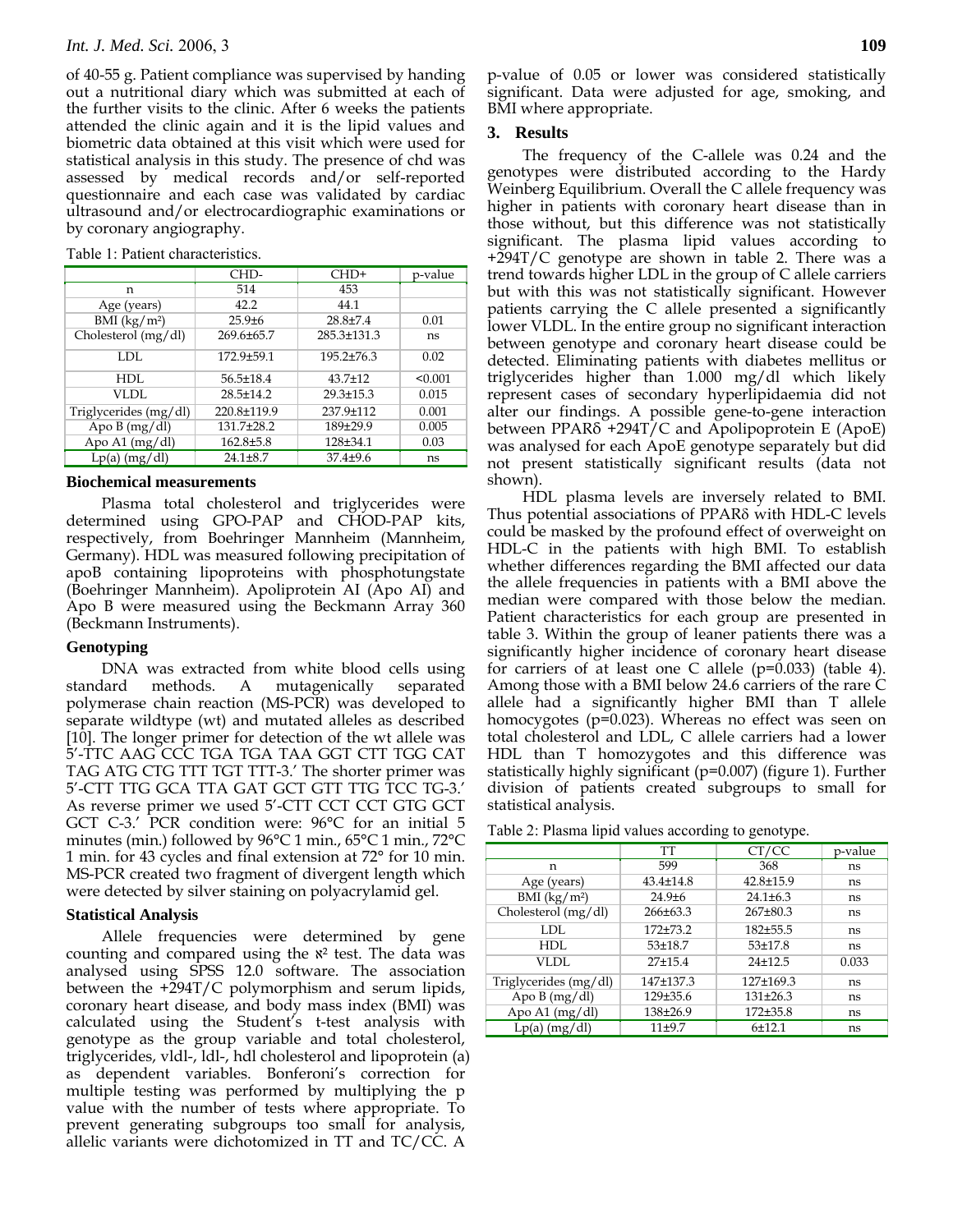of 40-55 g. Patient compliance was supervised by handing out a nutritional diary which was submitted at each of the further visits to the clinic. After 6 weeks the patients attended the clinic again and it is the lipid values and biometric data obtained at this visit which were used for statistical analysis in this study. The presence of chd was assessed by medical records and/or self-reported questionnaire and each case was validated by cardiac ultrasound and/or electrocardiographic examinations or by coronary angiography.

Table 1: Patient characteristics.

| | CHD- | CHD+ | p-value |
|---|---|---|---|
| n | 514 | 453 | |
| Age (years) | 42.2 | 44.1 | |
| BMI (kg/m²) | 25.9±6 | 28.8±7.4 | 0.01 |
| Cholesterol (mg/dl) | 269.6±65.7 | 285.3±131.3 | ns |
| LDL | 172.9±59.1 | 195.2±76.3 | 0.02 |
| HDL | 56.5±18.4 | 43.7±12 | <0.001 |
| VLDL | 28.5±14.2 | 29.3±15.3 | 0.015 |
| Triglycerides (mg/dl) | 220.8±119.9 | 237.9±112 | 0.001 |
| Apo B (mg/dl) | 131.7±28.2 | 189±29.9 | 0.005 |
| Apo A1 (mg/dl) | 162.8±5.8 | 128±34.1 | 0.03 |
| Lp(a) (mg/dl) | 24.1±8.7 | 37.4±9.6 | ns |

### Biochemical measurements

Plasma total cholesterol and triglycerides were determined using GPO-PAP and CHOD-PAP kits, respectively, from Boehringer Mannheim (Mannheim, Germany). HDL was measured following precipitation of apoB containing lipoproteins with phosphotungstate (Boehringer Mannheim). Apoliprotein AI (Apo AI) and Apo B were measured using the Beckmann Array 360 (Beckmann Instruments).

### Genotyping

DNA was extracted from white blood cells using standard methods. A mutagenically separated polymerase chain reaction (MS-PCR) was developed to separate wildtype (wt) and mutated alleles as described [10]. The longer primer for detection of the wt allele was 5'-TTC AAG CCC TGA TGA TAA GGT CTT TGG CAT TAG ATG CTG TTT TGT TTT-3.' The shorter primer was 5'-CTT TTG GCA TTA GAT GCT GTT TTG TCC TG-3.' As reverse primer we used 5'-CTT CCT CCT GTG GCT GCT C-3.' PCR condition were: 96°C for an initial 5 minutes (min.) followed by 96°C 1 min., 65°C 1 min., 72°C 1 min. for 43 cycles and final extension at 72° for 10 min. MS-PCR created two fragment of divergent length which were detected by silver staining on polyacrylamid gel.

### Statistical Analysis

Allele frequencies were determined by gene counting and compared using the $\aleph^2$ test. The data was analysed using SPSS 12.0 software. The association between the +294T/C polymorphism and serum lipids, coronary heart disease, and body mass index (BMI) was calculated using the Student's t-test analysis with genotype as the group variable and total cholesterol, triglycerides, vldl-, ldl-, hdl cholesterol and lipoprotein (a) as dependent variables. Bonferoni's correction for multiple testing was performed by multiplying the p value with the number of tests where appropriate. To prevent generating subgroups too small for analysis, allelic variants were dichotomized in TT and TC/CC. A p-value of 0.05 or lower was considered statistically significant. Data were adjusted for age, smoking, and BMI where appropriate.

## 3. Results

The frequency of the C-allele was 0.24 and the genotypes were distributed according to the Hardy Weinberg Equilibrium. Overall the C allele frequency was higher in patients with coronary heart disease than in those without, but this difference was not statistically significant. The plasma lipid values according to +294T/C genotype are shown in table 2. There was a trend towards higher LDL in the group of C allele carriers but with this was not statistically significant. However patients carrying the C allele presented a significantly lower VLDL. In the entire group no significant interaction between genotype and coronary heart disease could be detected. Eliminating patients with diabetes mellitus or triglycerides higher than 1.000 mg/dl which likely represent cases of secondary hyperlipidaemia did not alter our findings. A possible gene-to-gene interaction between PPARδ +294T/C and Apolipoprotein E (ApoE) was analysed for each ApoE genotype separately but did not present statistically significant results (data not shown).

HDL plasma levels are inversely related to BMI. Thus potential associations of PPARδ with HDL-C levels could be masked by the profound effect of overweight on HDL-C in the patients with high BMI. To establish whether differences regarding the BMI affected our data the allele frequencies in patients with a BMI above the median were compared with those below the median. Patient characteristics for each group are presented in table 3. Within the group of leaner patients there was a significantly higher incidence of coronary heart disease for carriers of at least one C allele (p=0.033) (table 4). Among those with a BMI below 24.6 carriers of the rare C allele had a significantly higher BMI than T allele homocygotes (p=0.023). Whereas no effect was seen on total cholesterol and LDL, C allele carriers had a lower HDL than T homozygotes and this difference was statistically highly significant (p=0.007) (figure 1). Further division of patients created subgroups to small for statistical analysis.

Table 2: Plasma lipid values according to genotype.

| | TT | CT/CC | p-value |
|---|---|---|---|
| n | 599 | 368 | ns |
| Age (years) | 43.4±14.8 | 42.8±15.9 | ns |
| BMI (kg/m²) | 24.9±6 | 24.1±6.3 | ns |
| Cholesterol (mg/dl) | 266±63.3 | 267±80.3 | ns |
| LDL | 172±73.2 | 182±55.5 | ns |
| HDL | 53±18.7 | 53±17.8 | ns |
| VLDL | 27±15.4 | 24±12.5 | 0.033 |
| Triglycerides (mg/dl) | 147±137.3 | 127±169.3 | ns |
| Apo B (mg/dl) | 129±35.6 | 131±26.3 | ns |
| Apo A1 (mg/dl) | 138±26.9 | 172±35.8 | ns |
| Lp(a) (mg/dl) | 11±9.7 | 6±12.1 | ns |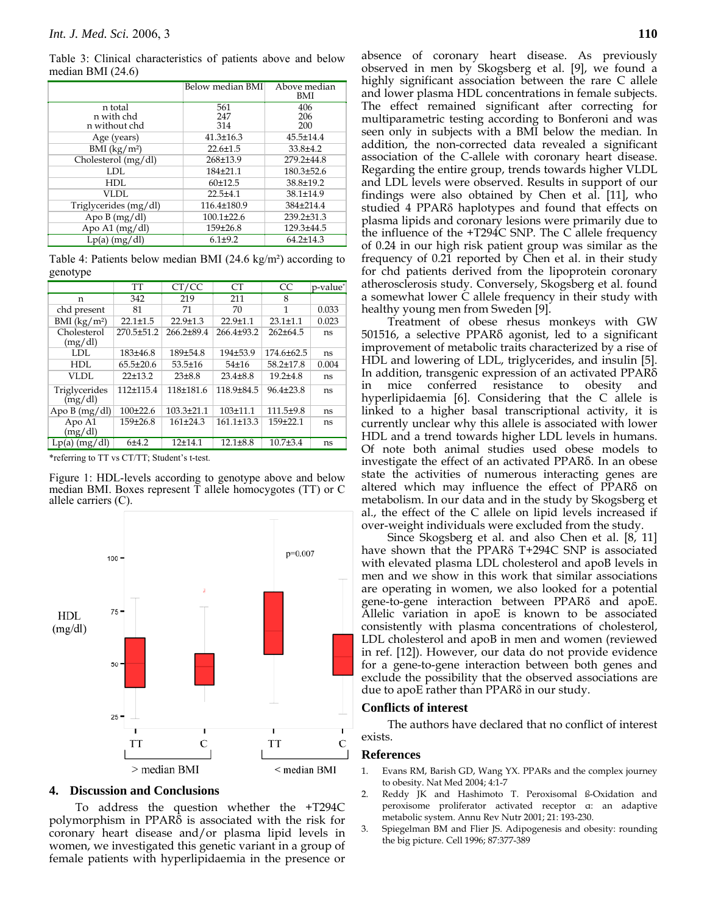Table 3: Clinical characteristics of patients above and below median BMI (24.6)

| | Below median BMI | Above median BMI |
|---|---|---|
| n total | 561 | 406 |
| n with chd | 247 | 206 |
| n without chd | 314 | 200 |
| Age (years) | 41.3±16.3 | 45.5±14.4 |
| BMI (kg/m²) | 22.6±1.5 | 33.8±4.2 |
| Cholesterol (mg/dl) | 268±13.9 | 279.2±44.8 |
| LDL | 184±21.1 | 180.3±52.6 |
| HDL | 60±12.5 | 38.8±19.2 |
| VLDL | 22.5±4.1 | 38.1±14.9 |
| Triglycerides (mg/dl) | 116.4±180.9 | 384±214.4 |
| Apo B (mg/dl) | 100.1±22.6 | 239.2±31.3 |
| Apo A1 (mg/dl) | 159±26.8 | 129.3±44.5 |
| Lp(a) (mg/dl) | 6.1±9.2 | 64.2±14.3 |

Table 4: Patients below median BMI (24.6 kg/m²) according to genotype

| | TT | CT/CC | CT | CC | p-value* |
|---|---|---|---|---|---|
| n | 342 | 219 | 211 | 8 | |
| chd present | 81 | 71 | 70 | 1 | 0.033 |
| BMI (kg/m²) | 22.1±1.5 | 22.9±1.3 | 22.9±1.1 | 23.1±1.1 | 0.023 |
| Cholesterol (mg/dl) | 270.5±51.2 | 266.2±89.4 | 266.4±93.2 | 262±64.5 | ns |
| LDL | 183±46.8 | 189±54.8 | 194±53.9 | 174.6±62.5 | ns |
| HDL | 65.5±20.6 | 53.5±16 | 54±16 | 58.2±17.8 | 0.004 |
| VLDL | 22±13.2 | 23±8.8 | 23.4±8.8 | 19.2±4.8 | ns |
| Triglycerides (mg/dl) | 112±115.4 | 118±181.6 | 118.9±84.5 | 96.4±23.8 | ns |
| Apo B (mg/dl) | 100±22.6 | 103.3±21.1 | 103±11.1 | 111.5±9.8 | ns |
| Apo A1 (mg/dl) | 159±26.8 | 161±24.3 | 161.1±13.3 | 159±22.1 | ns |
| Lp(a) (mg/dl) | 6±4.2 | 12±14.1 | 12.1±8.8 | 10.7±3.4 | ns |

*referring to TT vs CT/TT; Student's t-test.

Figure 1: HDL-levels according to genotype above and below median BMI. Boxes represent T allele homocygotes (TT) or C allele carriers (C).

## 4. Discussion and Conclusions

To address the question whether the +T294C polymorphism in PPARδ is associated with the risk for coronary heart disease and/or plasma lipid levels in women, we investigated this genetic variant in a group of female patients with hyperlipidaemia in the presence or absence of coronary heart disease. As previously observed in men by Skogsberg et al. [9], we found a highly significant association between the rare C allele and lower plasma HDL concentrations in female subjects. The effect remained significant after correcting for multiparametric testing according to Bonferoni and was seen only in subjects with a BMI below the median. In addition, the non-corrected data revealed a significant association of the C-allele with coronary heart disease. Regarding the entire group, trends towards higher VLDL and LDL levels were observed. Results in support of our findings were also obtained by Chen et al. [11], who studied 4 PPARδ haplotypes and found that effects on plasma lipids and coronary lesions were primarily due to the influence of the +T294C SNP. The C allele frequency of 0.24 in our high risk patient group was similar as the frequency of 0.21 reported by Chen et al. in their study for chd patients derived from the lipoprotein coronary atherosclerosis study. Conversely, Skogsberg et al. found a somewhat lower C allele frequency in their study with healthy young men from Sweden [9].

Treatment of obese rhesus monkeys with GW 501516, a selective PPARδ agonist, led to a significant improvement of metabolic traits characterized by a rise of HDL and lowering of LDL, triglycerides, and insulin [5]. In addition, transgenic expression of an activated PPARδ in mice conferred resistance to obesity and hyperlipidaemia [6]. Considering that the C allele is linked to a higher basal transcriptional activity, it is currently unclear why this allele is associated with lower HDL and a trend towards higher LDL levels in humans. Of note both animal studies used obese models to investigate the effect of an activated PPARδ. In an obese state the activities of numerous interacting genes are altered which may influence the effect of PPARδ on metabolism. In our data and in the study by Skogsberg et al., the effect of the C allele on lipid levels increased if over-weight individuals were excluded from the study.

Since Skogsberg et al. and also Chen et al. [8, 11] have shown that the PPARδ T+294C SNP is associated with elevated plasma LDL cholesterol and apoB levels in men and we show in this work that similar associations are operating in women, we also looked for a potential gene-to-gene interaction between PPARδ and apoE. Allelic variation in apoE is known to be associated consistently with plasma concentrations of cholesterol, LDL cholesterol and apoB in men and women (reviewed in ref. [12]). However, our data do not provide evidence for a gene-to-gene interaction between both genes and exclude the possibility that the observed associations are due to apoE rather than PPARδ in our study.

### Conflicts of interest

The authors have declared that no conflict of interest exists.

### References

1. Evans RM, Barish GD, Wang YX. PPARs and the complex journey to obesity. Nat Med 2004; 4:1-7
2. Reddy JK and Hashimoto T. Peroxisomal ß-Oxidation and peroxisome proliferator activated receptor α: an adaptive metabolic system. Annu Rev Nutr 2001; 21: 193-230.
3. Spiegelman BM and Flier JS. Adipogenesis and obesity: rounding the big picture. Cell 1996; 87:377-389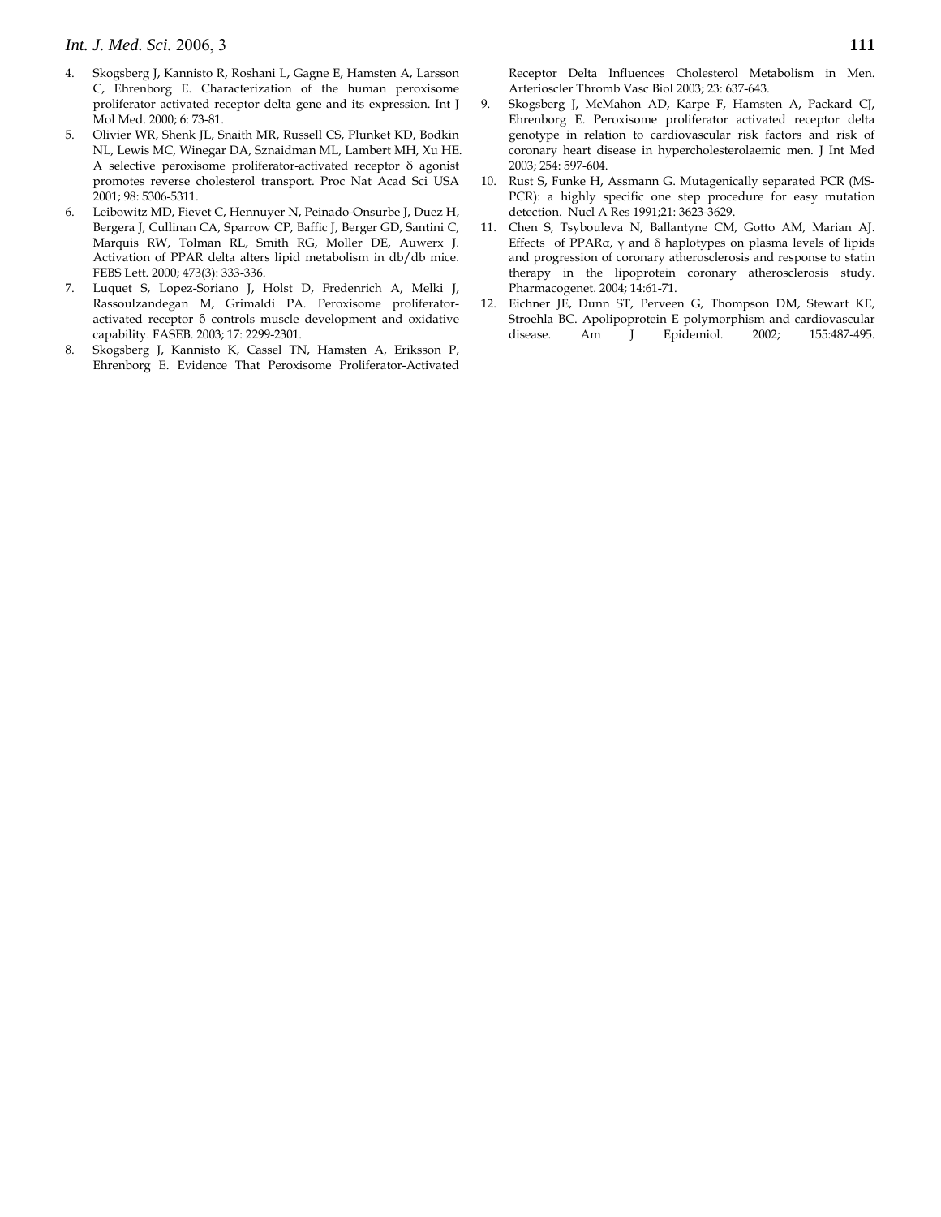4. Skogsberg J, Kannisto R, Roshani L, Gagne E, Hamsten A, Larsson C, Ehrenborg E. Characterization of the human peroxisome proliferator activated receptor delta gene and its expression. Int J Mol Med. 2000; 6: 73-81.
5. Olivier WR, Shenk JL, Snaith MR, Russell CS, Plunket KD, Bodkin NL, Lewis MC, Winegar DA, Sznaidman ML, Lambert MH, Xu HE. A selective peroxisome proliferator-activated receptor δ agonist promotes reverse cholesterol transport. Proc Nat Acad Sci USA 2001; 98: 5306-5311.
6. Leibowitz MD, Fievet C, Hennuyer N, Peinado-Onsurbe J, Duez H, Bergera J, Cullinan CA, Sparrow CP, Baffic J, Berger GD, Santini C, Marquis RW, Tolman RL, Smith RG, Moller DE, Auwerx J. Activation of PPAR delta alters lipid metabolism in db/db mice. FEBS Lett. 2000; 473(3): 333-336.
7. Luquet S, Lopez-Soriano J, Holst D, Fredenrich A, Melki J, Rassoulzandegan M, Grimaldi PA. Peroxisome proliferator-activated receptor δ controls muscle development and oxidative capability. FASEB. 2003; 17: 2299-2301.
8. Skogsberg J, Kannisto K, Cassel TN, Hamsten A, Eriksson P, Ehrenborg E. Evidence That Peroxisome Proliferator-Activated Receptor Delta Influences Cholesterol Metabolism in Men. Arterioscler Thromb Vasc Biol 2003; 23: 637-643.
9. Skogsberg J, McMahon AD, Karpe F, Hamsten A, Packard CJ, Ehrenborg E. Peroxisome proliferator activated receptor delta genotype in relation to cardiovascular risk factors and risk of coronary heart disease in hypercholesterolaemic men. J Int Med 2003; 254: 597-604.
10. Rust S, Funke H, Assmann G. Mutagenically separated PCR (MS-PCR): a highly specific one step procedure for easy mutation detection. Nucl A Res 1991;21: 3623-3629.
11. Chen S, Tsybouleva N, Ballantyne CM, Gotto AM, Marian AJ. Effects of PPARα, γ and δ haplotypes on plasma levels of lipids and progression of coronary atherosclerosis and response to statin therapy in the lipoprotein coronary atherosclerosis study. Pharmacogenet. 2004; 14:61-71.
12. Eichner JE, Dunn ST, Perveen G, Thompson DM, Stewart KE, Stroehla BC. Apolipoprotein E polymorphism and cardiovascular disease. Am J Epidemiol. 2002; 155:487-495.